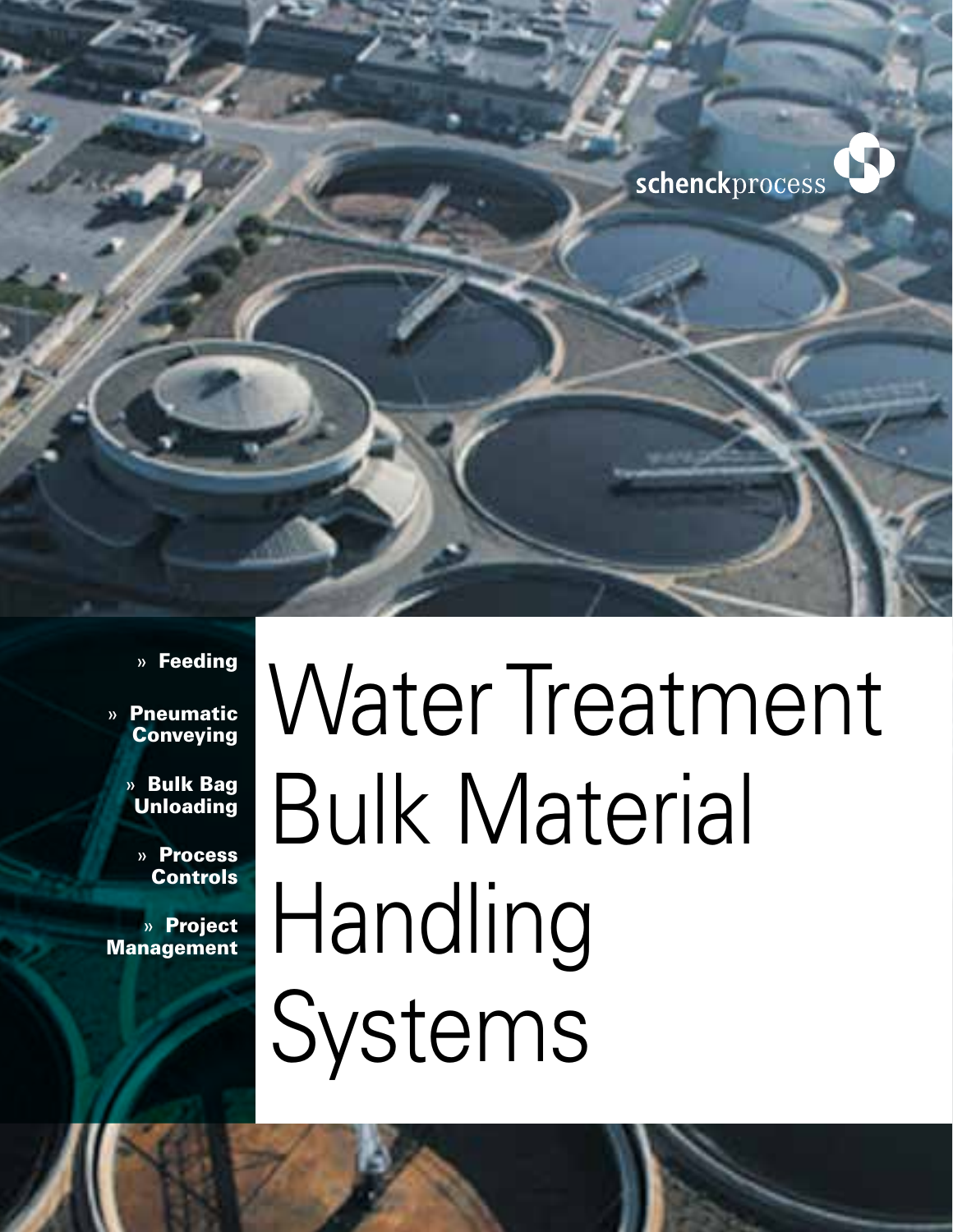schenckprocess

» **Feeding**

» **Pneumatic Conveying**

» **Bulk Bag Unloading**

» **Process Controls**

» **Project Management**

# Water Treatment Bulk Material Handling Systems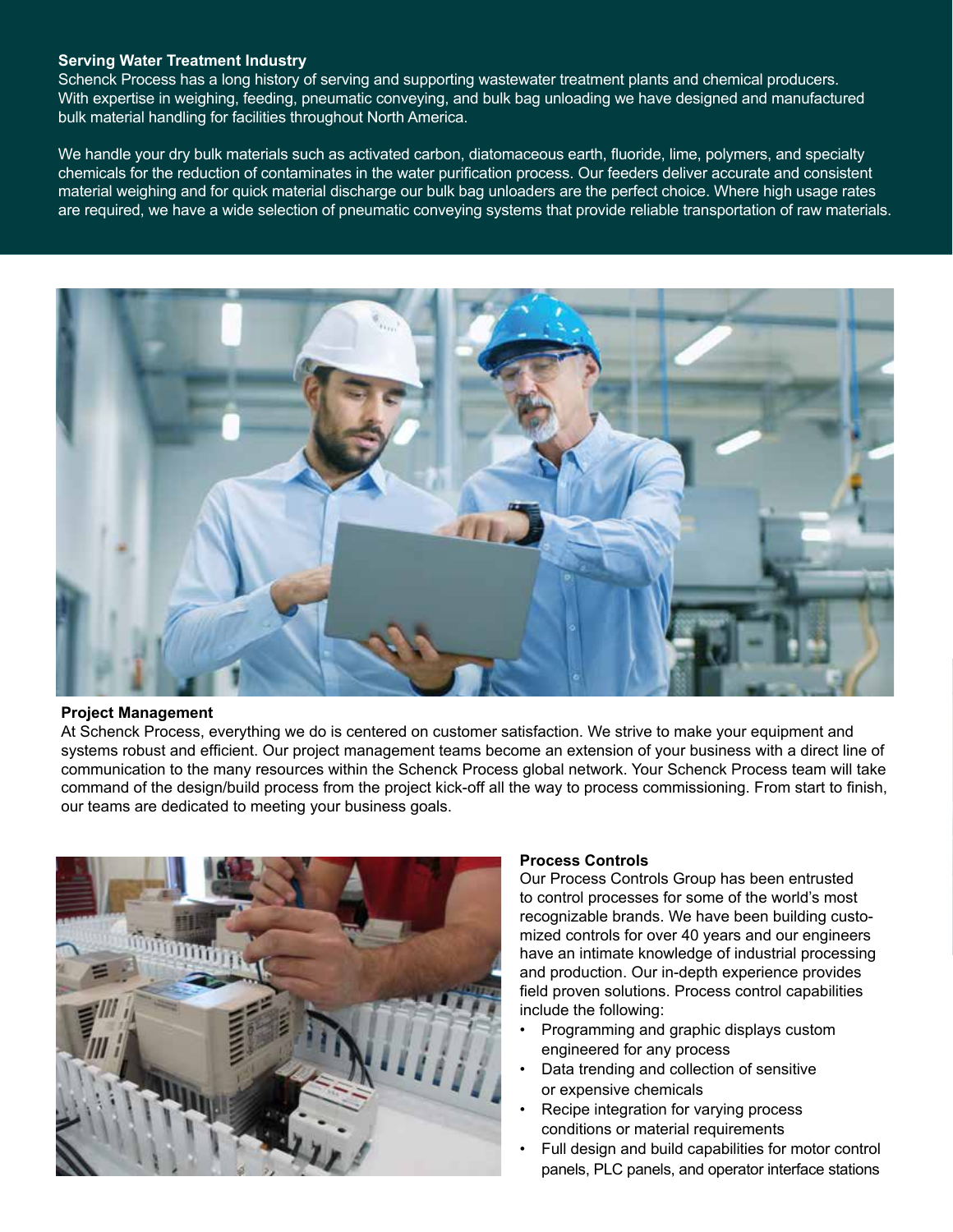## Serving Water Treatment Industry

Schenck Process has a long history of serving and supporting wastewater treatment plants and chemical producers. With expertise in weighing, feeding, pneumatic conveying, and bulk bag unloading we have designed and manufactured bulk material handling for facilities throughout North America.

We handle your dry bulk materials such as activated carbon, diatomaceous earth, fluoride, lime, polymers, and specialty chemicals for the reduction of contaminates in the water purification process. Our feeders deliver accurate and consistent material weighing and for quick material discharge our bulk bag unloaders are the perfect choice. Where high usage rates are required, we have a wide selection of pneumatic conveying systems that provide reliable transportation of raw materials.

## Project Management

At Schenck Process, everything we do is centered on customer satisfaction. We strive to make your equipment and systems robust and efficient. Our project management teams become an extension of your business with a direct line of communication to the many resources within the Schenck Process global network. Your Schenck Process team will take command of the design/build process from the project kick-off all the way to process commissioning. From start to finish, our teams are dedicated to meeting your business goals.

## Process Controls

Our Process Controls Group has been entrusted to control processes for some of the world's most recognizable brands. We have been building customized controls for over 40 years and our engineers have an intimate knowledge of industrial processing and production. Our in-depth experience provides field proven solutions. Process control capabilities include the following:

- Programming and graphic displays custom engineered for any process
- Data trending and collection of sensitive or expensive chemicals
- Recipe integration for varying process conditions or material requirements
- Full design and build capabilities for motor control panels, PLC panels, and operator interface stations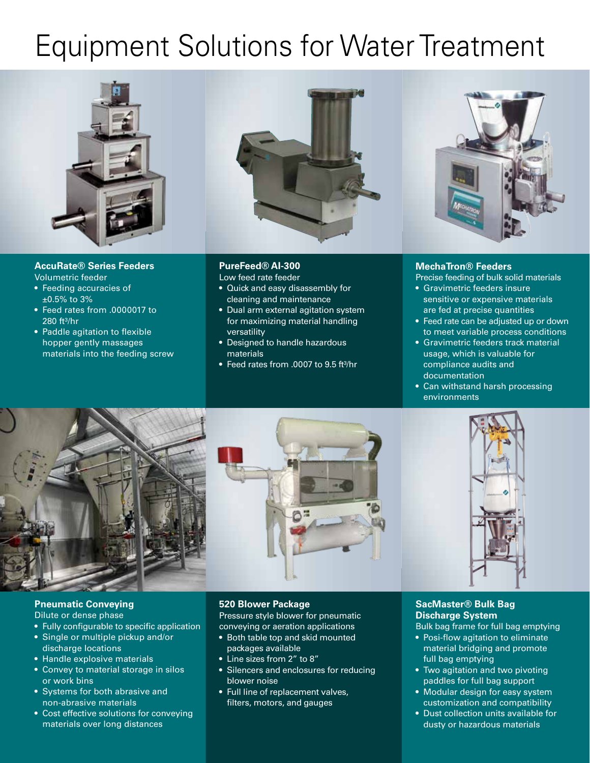# Equipment Solutions for Water Treatment

### AccuRate® Series Feeders

Volumetric feeder

- Feeding accuracies of ±0.5% to 3%
- Feed rates from .0000017 to 280 ft³/hr
- Paddle agitation to flexible hopper gently massages materials into the feeding screw

### PureFeed® AI-300

Low feed rate feeder

- Quick and easy disassembly for cleaning and maintenance
- Dual arm external agitation system for maximizing material handling versatility
- Designed to handle hazardous materials
- Feed rates from .0007 to 9.5 ft³/hr

### MechaTron® Feeders

Precise feeding of bulk solid materials

- Gravimetric feeders insure sensitive or expensive materials are fed at precise quantities
- Feed rate can be adjusted up or down to meet variable process conditions
- Gravimetric feeders track material usage, which is valuable for compliance audits and documentation
- Can withstand harsh processing environments

### Pneumatic Conveying

Dilute or dense phase

- Fully configurable to specific application
- Single or multiple pickup and/or discharge locations
- Handle explosive materials
- Convey to material storage in silos or work bins
- Systems for both abrasive and non-abrasive materials
- Cost effective solutions for conveying materials over long distances

### 520 Blower Package

Pressure style blower for pneumatic conveying or aeration applications

- Both table top and skid mounted packages available
- Line sizes from 2″ to 8″
- Silencers and enclosures for reducing blower noise
- Full line of replacement valves, filters, motors, and gauges

### SacMaster® Bulk Bag Discharge System

Bulk bag frame for full bag emptying

- Posi-flow agitation to eliminate material bridging and promote full bag emptying
- Two agitation and two pivoting paddles for full bag support
- Modular design for easy system customization and compatibility
- Dust collection units available for dusty or hazardous materials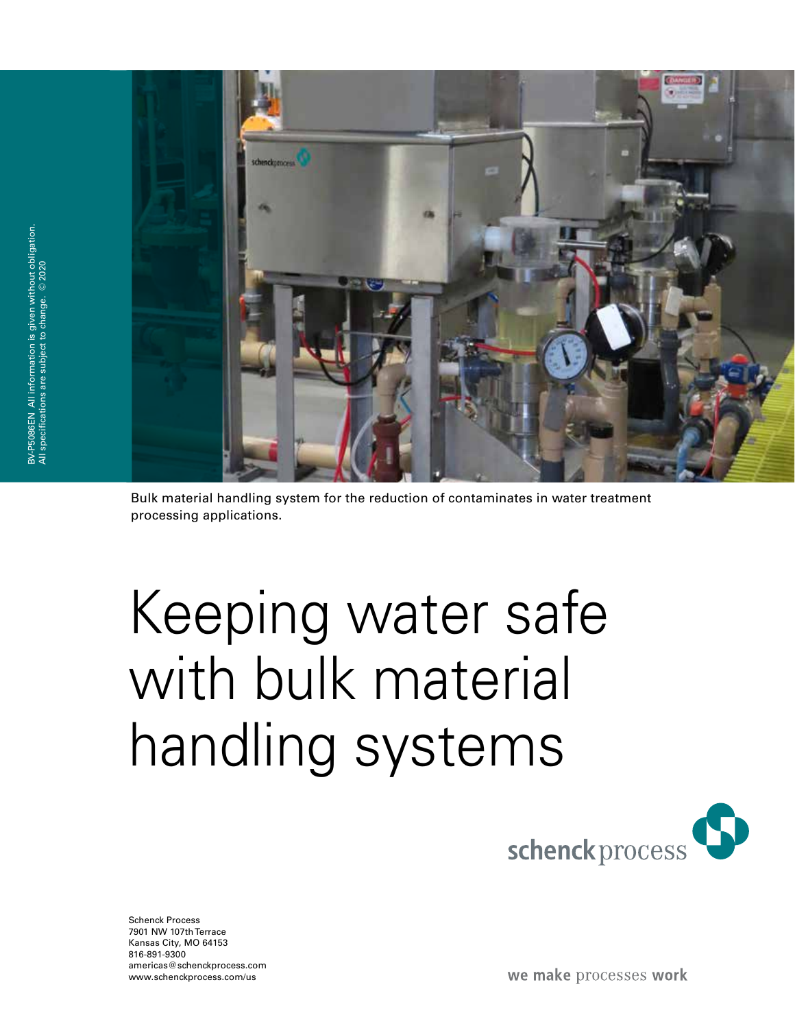BV-P5086EN All information is given without obligation. All specifications are subject to change. © 2020

Bulk material handling system for the reduction of contaminates in water treatment processing applications.

# Keeping water safe with bulk material handling systems

schenck process

Schenck Process
7901 NW 107th Terrace
Kansas City, MO 64153
816-891-9300
americas@schenckprocess.com
www.schenckprocess.com/us

we make processes work